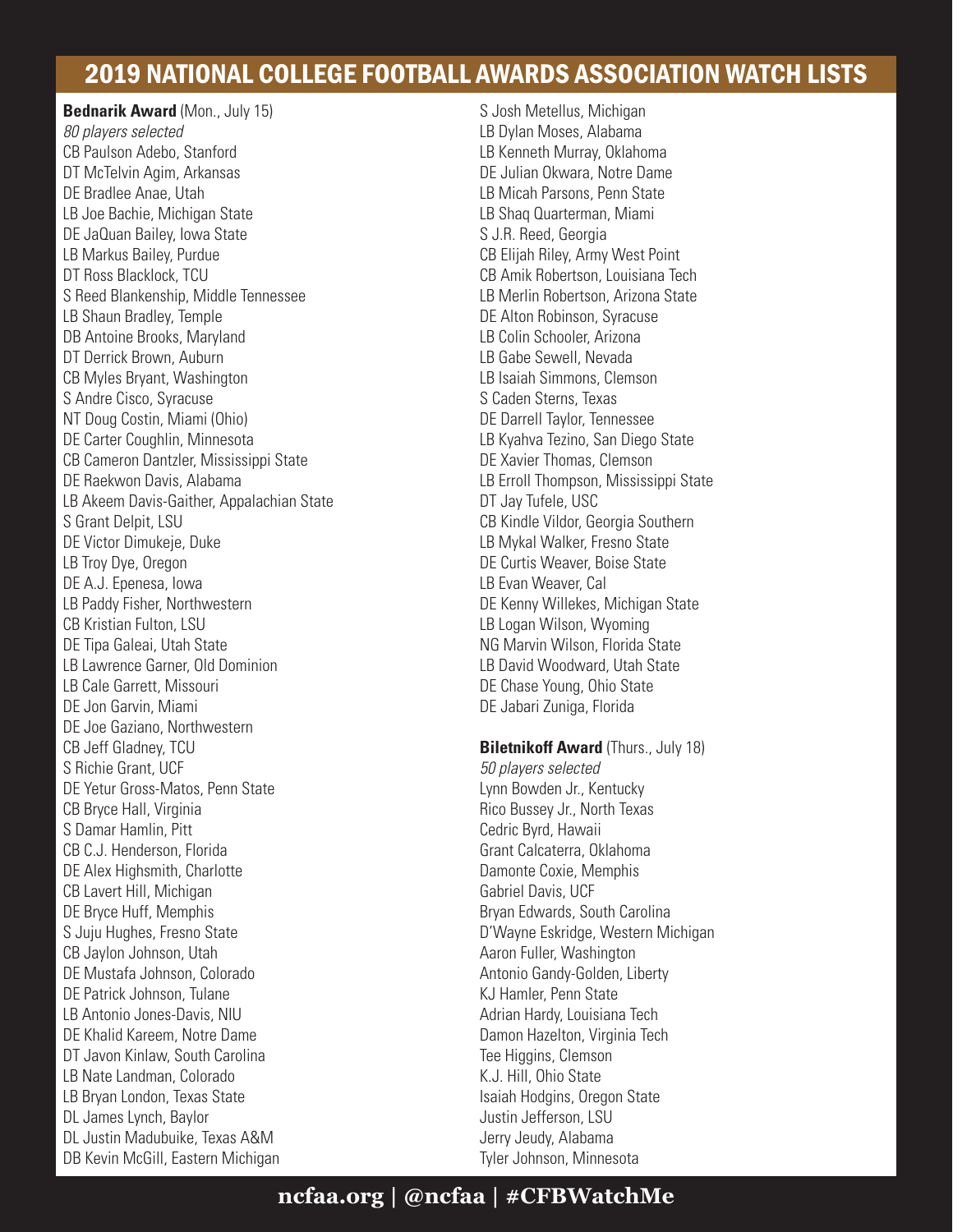# 2019 NATIONAL COLLEGE FOOTBALL AWARDS ASSOCIATION WATCH LISTS

**Bednarik Award** (Mon., July 15)
*80 players selected*
CB Paulson Adebo, Stanford
DT McTelvin Agim, Arkansas
DE Bradlee Anae, Utah
LB Joe Bachie, Michigan State
DE JaQuan Bailey, Iowa State
LB Markus Bailey, Purdue
DT Ross Blacklock, TCU
S Reed Blankenship, Middle Tennessee
LB Shaun Bradley, Temple
DB Antoine Brooks, Maryland
DT Derrick Brown, Auburn
CB Myles Bryant, Washington
S Andre Cisco, Syracuse
NT Doug Costin, Miami (Ohio)
DE Carter Coughlin, Minnesota
CB Cameron Dantzler, Mississippi State
DE Raekwon Davis, Alabama
LB Akeem Davis-Gaither, Appalachian State
S Grant Delpit, LSU
DE Victor Dimukeje, Duke
LB Troy Dye, Oregon
DE A.J. Epenesa, Iowa
LB Paddy Fisher, Northwestern
CB Kristian Fulton, LSU
DE Tipa Galeai, Utah State
LB Lawrence Garner, Old Dominion
LB Cale Garrett, Missouri
DE Jon Garvin, Miami
DE Joe Gaziano, Northwestern
CB Jeff Gladney, TCU
S Richie Grant, UCF
DE Yetur Gross-Matos, Penn State
CB Bryce Hall, Virginia
S Damar Hamlin, Pitt
CB C.J. Henderson, Florida
DE Alex Highsmith, Charlotte
CB Lavert Hill, Michigan
DE Bryce Huff, Memphis
S Juju Hughes, Fresno State
CB Jaylon Johnson, Utah
DE Mustafa Johnson, Colorado
DE Patrick Johnson, Tulane
LB Antonio Jones-Davis, NIU
DE Khalid Kareem, Notre Dame
DT Javon Kinlaw, South Carolina
LB Nate Landman, Colorado
LB Bryan London, Texas State
DL James Lynch, Baylor
DL Justin Madubuike, Texas A&M
DB Kevin McGill, Eastern Michigan
S Josh Metellus, Michigan
LB Dylan Moses, Alabama
LB Kenneth Murray, Oklahoma
DE Julian Okwara, Notre Dame
LB Micah Parsons, Penn State
LB Shaq Quarterman, Miami
S J.R. Reed, Georgia
CB Elijah Riley, Army West Point
CB Amik Robertson, Louisiana Tech
LB Merlin Robertson, Arizona State
DE Alton Robinson, Syracuse
LB Colin Schooler, Arizona
LB Gabe Sewell, Nevada
LB Isaiah Simmons, Clemson
S Caden Sterns, Texas
DE Darrell Taylor, Tennessee
LB Kyahva Tezino, San Diego State
DE Xavier Thomas, Clemson
LB Erroll Thompson, Mississippi State
DT Jay Tufele, USC
CB Kindle Vildor, Georgia Southern
LB Mykal Walker, Fresno State
DE Curtis Weaver, Boise State
LB Evan Weaver, Cal
DE Kenny Willekes, Michigan State
LB Logan Wilson, Wyoming
NG Marvin Wilson, Florida State
LB David Woodward, Utah State
DE Chase Young, Ohio State
DE Jabari Zuniga, Florida

**Biletnikoff Award** (Thurs., July 18)
*50 players selected*
Lynn Bowden Jr., Kentucky
Rico Bussey Jr., North Texas
Cedric Byrd, Hawaii
Grant Calcaterra, Oklahoma
Damonte Coxie, Memphis
Gabriel Davis, UCF
Bryan Edwards, South Carolina
D'Wayne Eskridge, Western Michigan
Aaron Fuller, Washington
Antonio Gandy-Golden, Liberty
KJ Hamler, Penn State
Adrian Hardy, Louisiana Tech
Damon Hazelton, Virginia Tech
Tee Higgins, Clemson
K.J. Hill, Ohio State
Isaiah Hodgins, Oregon State
Justin Jefferson, LSU
Jerry Jeudy, Alabama
Tyler Johnson, Minnesota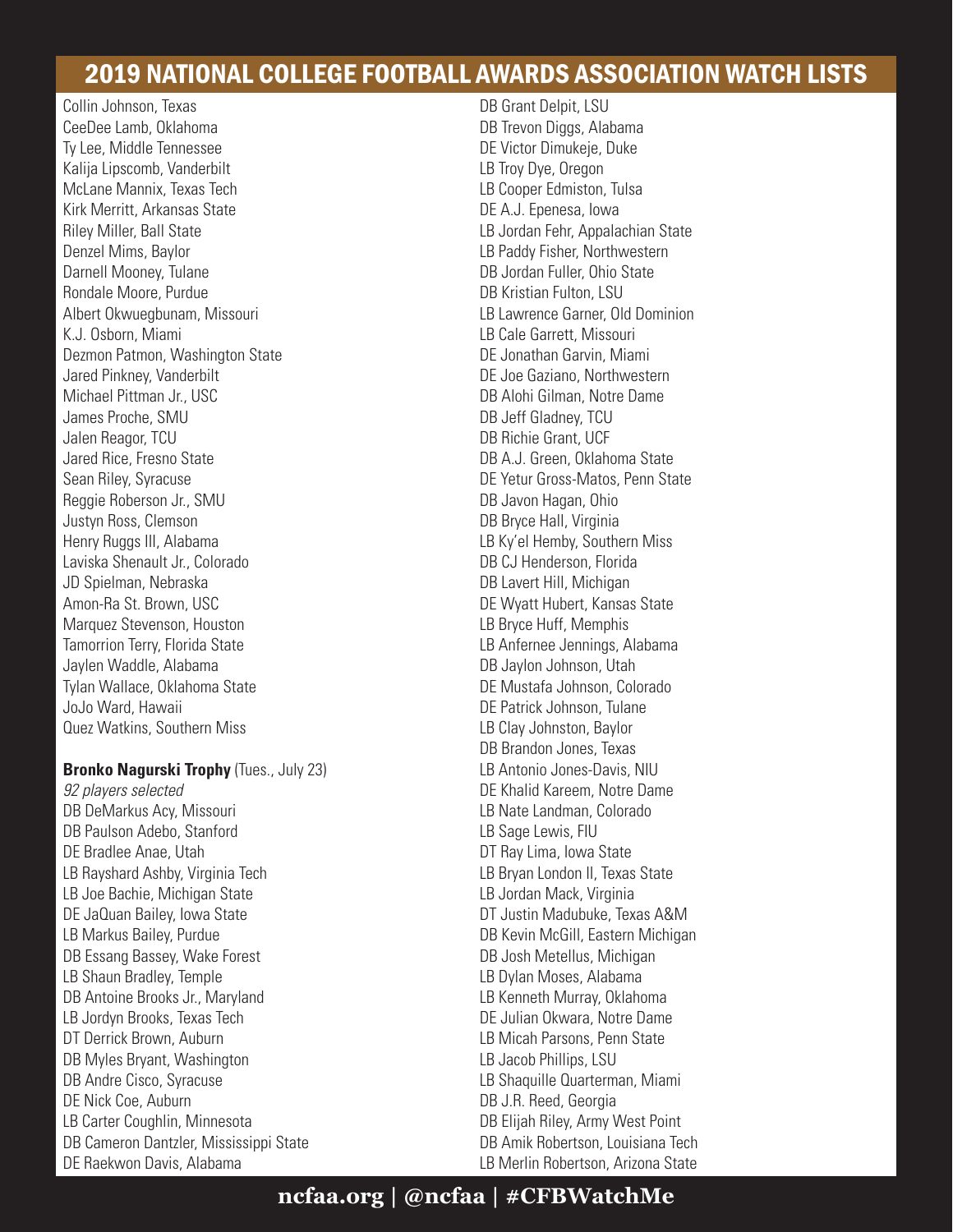## 2019 NATIONAL COLLEGE FOOTBALL AWARDS ASSOCIATION WATCH LISTS

Collin Johnson, Texas
CeeDee Lamb, Oklahoma
Ty Lee, Middle Tennessee
Kalija Lipscomb, Vanderbilt
McLane Mannix, Texas Tech
Kirk Merritt, Arkansas State
Riley Miller, Ball State
Denzel Mims, Baylor
Darnell Mooney, Tulane
Rondale Moore, Purdue
Albert Okwuegbunam, Missouri
K.J. Osborn, Miami
Dezmon Patmon, Washington State
Jared Pinkney, Vanderbilt
Michael Pittman Jr., USC
James Proche, SMU
Jalen Reagor, TCU
Jared Rice, Fresno State
Sean Riley, Syracuse
Reggie Roberson Jr., SMU
Justyn Ross, Clemson
Henry Ruggs III, Alabama
Laviska Shenault Jr., Colorado
JD Spielman, Nebraska
Amon-Ra St. Brown, USC
Marquez Stevenson, Houston
Tamorrion Terry, Florida State
Jaylen Waddle, Alabama
Tylan Wallace, Oklahoma State
JoJo Ward, Hawaii
Quez Watkins, Southern Miss

**Bronko Nagurski Trophy** (Tues., July 23)
*92 players selected*
DB DeMarkus Acy, Missouri
DB Paulson Adebo, Stanford
DE Bradlee Anae, Utah
LB Rayshard Ashby, Virginia Tech
LB Joe Bachie, Michigan State
DE JaQuan Bailey, Iowa State
LB Markus Bailey, Purdue
DB Essang Bassey, Wake Forest
LB Shaun Bradley, Temple
DB Antoine Brooks Jr., Maryland
LB Jordyn Brooks, Texas Tech
DT Derrick Brown, Auburn
DB Myles Bryant, Washington
DB Andre Cisco, Syracuse
DE Nick Coe, Auburn
LB Carter Coughlin, Minnesota
DB Cameron Dantzler, Mississippi State
DE Raekwon Davis, Alabama
DB Grant Delpit, LSU
DB Trevon Diggs, Alabama
DE Victor Dimukeje, Duke
LB Troy Dye, Oregon
LB Cooper Edmiston, Tulsa
DE A.J. Epenesa, Iowa
LB Jordan Fehr, Appalachian State
LB Paddy Fisher, Northwestern
DB Jordan Fuller, Ohio State
DB Kristian Fulton, LSU
LB Lawrence Garner, Old Dominion
LB Cale Garrett, Missouri
DE Jonathan Garvin, Miami
DE Joe Gaziano, Northwestern
DB Alohi Gilman, Notre Dame
DB Jeff Gladney, TCU
DB Richie Grant, UCF
DB A.J. Green, Oklahoma State
DE Yetur Gross-Matos, Penn State
DB Javon Hagan, Ohio
DB Bryce Hall, Virginia
LB Ky'el Hemby, Southern Miss
DB CJ Henderson, Florida
DB Lavert Hill, Michigan
DE Wyatt Hubert, Kansas State
LB Bryce Huff, Memphis
LB Anfernee Jennings, Alabama
DB Jaylon Johnson, Utah
DE Mustafa Johnson, Colorado
DE Patrick Johnson, Tulane
LB Clay Johnston, Baylor
DB Brandon Jones, Texas
LB Antonio Jones-Davis, NIU
DE Khalid Kareem, Notre Dame
LB Nate Landman, Colorado
LB Sage Lewis, FIU
DT Ray Lima, Iowa State
LB Bryan London II, Texas State
LB Jordan Mack, Virginia
DT Justin Madubuke, Texas A&M
DB Kevin McGill, Eastern Michigan
DB Josh Metellus, Michigan
LB Dylan Moses, Alabama
LB Kenneth Murray, Oklahoma
DE Julian Okwara, Notre Dame
LB Micah Parsons, Penn State
LB Jacob Phillips, LSU
LB Shaquille Quarterman, Miami
DB J.R. Reed, Georgia
DB Elijah Riley, Army West Point
DB Amik Robertson, Louisiana Tech
LB Merlin Robertson, Arizona State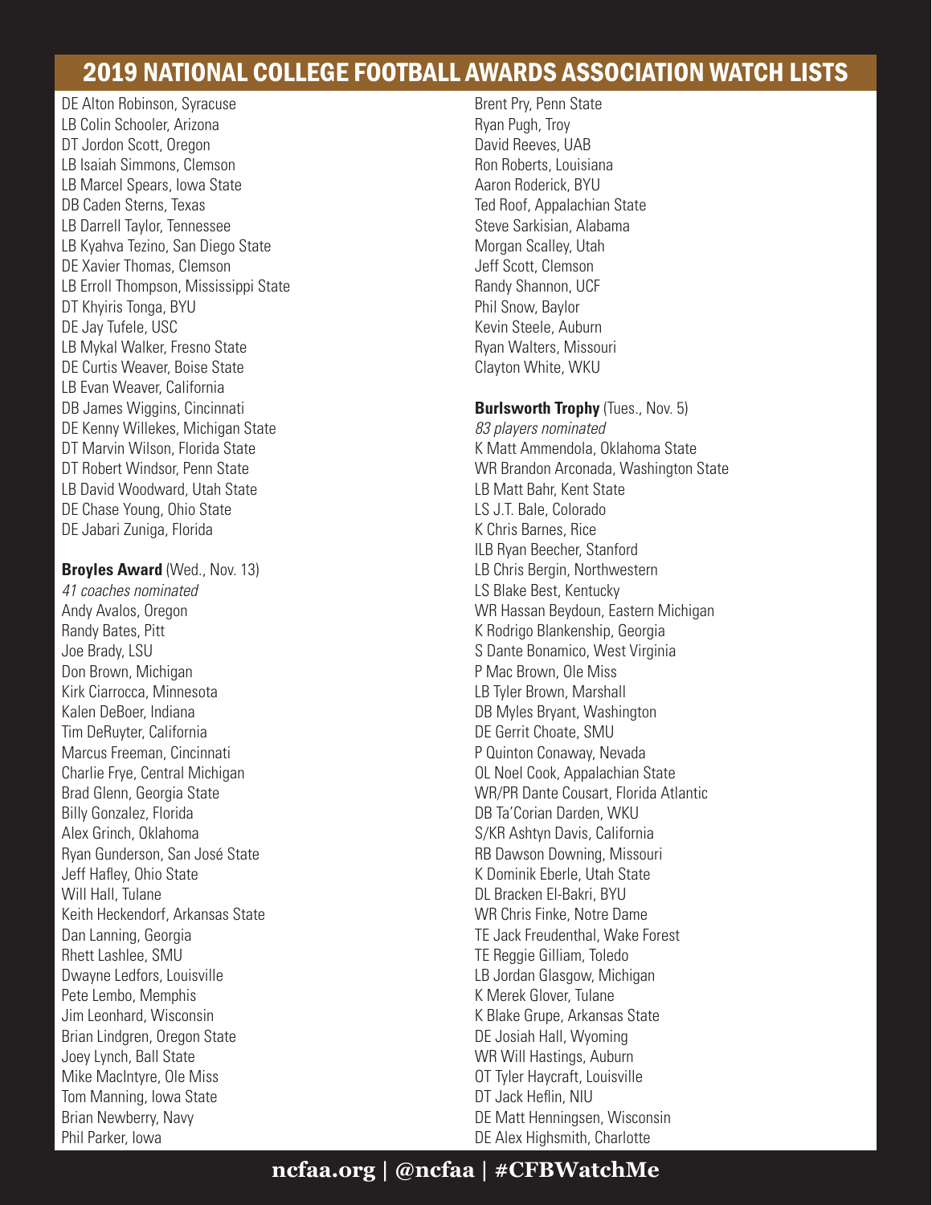DE Alton Robinson, Syracuse
LB Colin Schooler, Arizona
DT Jordon Scott, Oregon
LB Isaiah Simmons, Clemson
LB Marcel Spears, Iowa State
DB Caden Sterns, Texas
LB Darrell Taylor, Tennessee
LB Kyahva Tezino, San Diego State
DE Xavier Thomas, Clemson
LB Erroll Thompson, Mississippi State
DT Khyiris Tonga, BYU
DE Jay Tufele, USC
LB Mykal Walker, Fresno State
DE Curtis Weaver, Boise State
LB Evan Weaver, California
DB James Wiggins, Cincinnati
DE Kenny Willekes, Michigan State
DT Marvin Wilson, Florida State
DT Robert Windsor, Penn State
LB David Woodward, Utah State
DE Chase Young, Ohio State
DE Jabari Zuniga, Florida

**Broyles Award** (Wed., Nov. 13)
*41 coaches nominated*
Andy Avalos, Oregon
Randy Bates, Pitt
Joe Brady, LSU
Don Brown, Michigan
Kirk Ciarrocca, Minnesota
Kalen DeBoer, Indiana
Tim DeRuyter, California
Marcus Freeman, Cincinnati
Charlie Frye, Central Michigan
Brad Glenn, Georgia State
Billy Gonzalez, Florida
Alex Grinch, Oklahoma
Ryan Gunderson, San José State
Jeff Hafley, Ohio State
Will Hall, Tulane
Keith Heckendorf, Arkansas State
Dan Lanning, Georgia
Rhett Lashlee, SMU
Dwayne Ledfors, Louisville
Pete Lembo, Memphis
Jim Leonhard, Wisconsin
Brian Lindgren, Oregon State
Joey Lynch, Ball State
Mike MacIntyre, Ole Miss
Tom Manning, Iowa State
Brian Newberry, Navy
Phil Parker, Iowa
Brent Pry, Penn State
Ryan Pugh, Troy
David Reeves, UAB
Ron Roberts, Louisiana
Aaron Roderick, BYU
Ted Roof, Appalachian State
Steve Sarkisian, Alabama
Morgan Scalley, Utah
Jeff Scott, Clemson
Randy Shannon, UCF
Phil Snow, Baylor
Kevin Steele, Auburn
Ryan Walters, Missouri
Clayton White, WKU

**Burlsworth Trophy** (Tues., Nov. 5)
*83 players nominated*
K Matt Ammendola, Oklahoma State
WR Brandon Arconada, Washington State
LB Matt Bahr, Kent State
LS J.T. Bale, Colorado
K Chris Barnes, Rice
ILB Ryan Beecher, Stanford
LB Chris Bergin, Northwestern
LS Blake Best, Kentucky
WR Hassan Beydoun, Eastern Michigan
K Rodrigo Blankenship, Georgia
S Dante Bonamico, West Virginia
P Mac Brown, Ole Miss
LB Tyler Brown, Marshall
DB Myles Bryant, Washington
DE Gerrit Choate, SMU
P Quinton Conaway, Nevada
OL Noel Cook, Appalachian State
WR/PR Dante Cousart, Florida Atlantic
DB Ta'Corian Darden, WKU
S/KR Ashtyn Davis, California
RB Dawson Downing, Missouri
K Dominik Eberle, Utah State
DL Bracken El-Bakri, BYU
WR Chris Finke, Notre Dame
TE Jack Freudenthal, Wake Forest
TE Reggie Gilliam, Toledo
LB Jordan Glasgow, Michigan
K Merek Glover, Tulane
K Blake Grupe, Arkansas State
DE Josiah Hall, Wyoming
WR Will Hastings, Auburn
OT Tyler Haycraft, Louisville
DT Jack Heflin, NIU
DE Matt Henningsen, Wisconsin
DE Alex Highsmith, Charlotte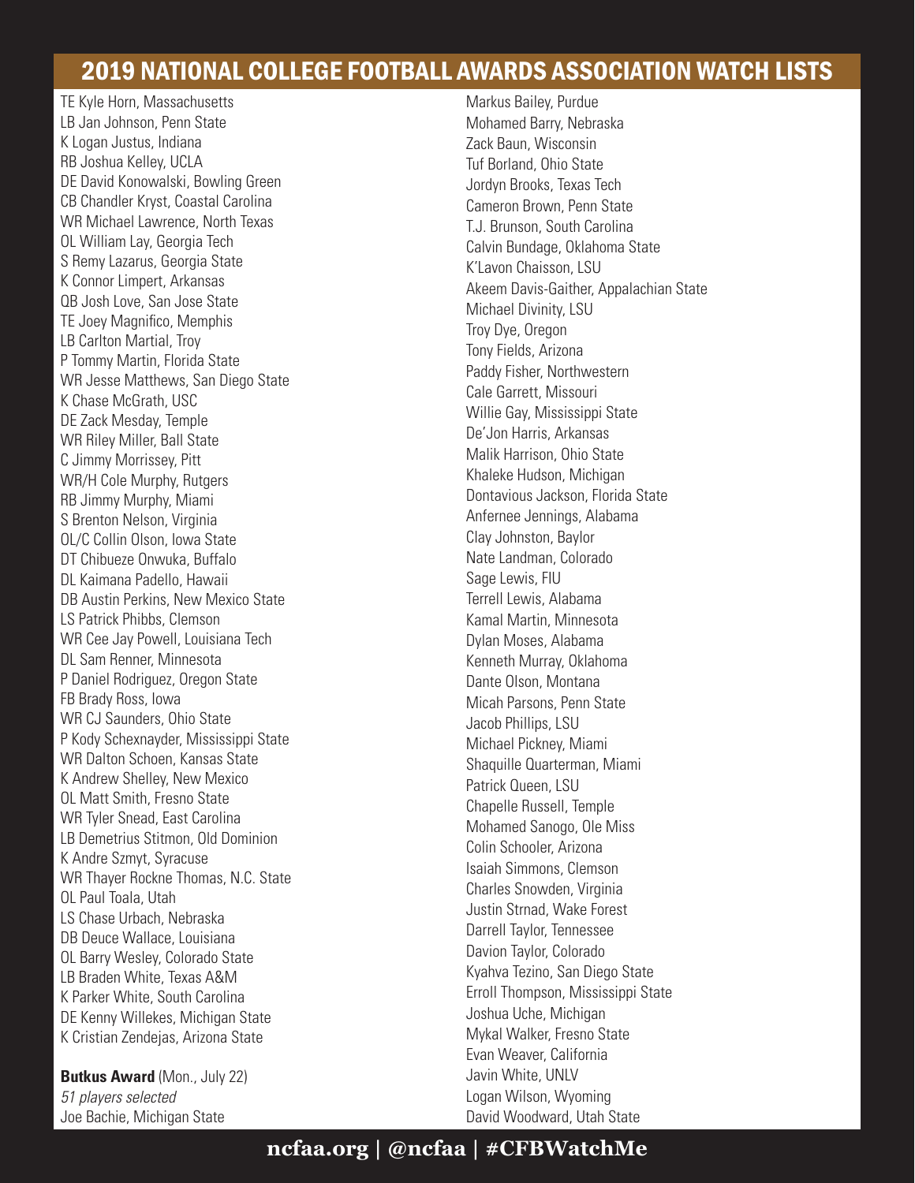## 2019 NATIONAL COLLEGE FOOTBALL AWARDS ASSOCIATION WATCH LISTS

TE Kyle Horn, Massachusetts
LB Jan Johnson, Penn State
K Logan Justus, Indiana
RB Joshua Kelley, UCLA
DE David Konowalski, Bowling Green
CB Chandler Kryst, Coastal Carolina
WR Michael Lawrence, North Texas
OL William Lay, Georgia Tech
S Remy Lazarus, Georgia State
K Connor Limpert, Arkansas
QB Josh Love, San Jose State
TE Joey Magnifico, Memphis
LB Carlton Martial, Troy
P Tommy Martin, Florida State
WR Jesse Matthews, San Diego State
K Chase McGrath, USC
DE Zack Mesday, Temple
WR Riley Miller, Ball State
C Jimmy Morrissey, Pitt
WR/H Cole Murphy, Rutgers
RB Jimmy Murphy, Miami
S Brenton Nelson, Virginia
OL/C Collin Olson, Iowa State
DT Chibueze Onwuka, Buffalo
DL Kaimana Padello, Hawaii
DB Austin Perkins, New Mexico State
LS Patrick Phibbs, Clemson
WR Cee Jay Powell, Louisiana Tech
DL Sam Renner, Minnesota
P Daniel Rodriguez, Oregon State
FB Brady Ross, Iowa
WR CJ Saunders, Ohio State
P Kody Schexnayder, Mississippi State
WR Dalton Schoen, Kansas State
K Andrew Shelley, New Mexico
OL Matt Smith, Fresno State
WR Tyler Snead, East Carolina
LB Demetrius Stitmon, Old Dominion
K Andre Szmyt, Syracuse
WR Thayer Rockne Thomas, N.C. State
OL Paul Toala, Utah
LS Chase Urbach, Nebraska
DB Deuce Wallace, Louisiana
OL Barry Wesley, Colorado State
LB Braden White, Texas A&M
K Parker White, South Carolina
DE Kenny Willekes, Michigan State
K Cristian Zendejas, Arizona State

**Butkus Award** (Mon., July 22)
*51 players selected*

Joe Bachie, Michigan State
Markus Bailey, Purdue
Mohamed Barry, Nebraska
Zack Baun, Wisconsin
Tuf Borland, Ohio State
Jordyn Brooks, Texas Tech
Cameron Brown, Penn State
T.J. Brunson, South Carolina
Calvin Bundage, Oklahoma State
K'Lavon Chaisson, LSU
Akeem Davis-Gaither, Appalachian State
Michael Divinity, LSU
Troy Dye, Oregon
Tony Fields, Arizona
Paddy Fisher, Northwestern
Cale Garrett, Missouri
Willie Gay, Mississippi State
De'Jon Harris, Arkansas
Malik Harrison, Ohio State
Khaleke Hudson, Michigan
Dontavious Jackson, Florida State
Anfernee Jennings, Alabama
Clay Johnston, Baylor
Nate Landman, Colorado
Sage Lewis, FIU
Terrell Lewis, Alabama
Kamal Martin, Minnesota
Dylan Moses, Alabama
Kenneth Murray, Oklahoma
Dante Olson, Montana
Micah Parsons, Penn State
Jacob Phillips, LSU
Michael Pickney, Miami
Shaquille Quarterman, Miami
Patrick Queen, LSU
Chapelle Russell, Temple
Mohamed Sanogo, Ole Miss
Colin Schooler, Arizona
Isaiah Simmons, Clemson
Charles Snowden, Virginia
Justin Strnad, Wake Forest
Darrell Taylor, Tennessee
Davion Taylor, Colorado
Kyahva Tezino, San Diego State
Erroll Thompson, Mississippi State
Joshua Uche, Michigan
Mykal Walker, Fresno State
Evan Weaver, California
Javin White, UNLV
Logan Wilson, Wyoming
David Woodward, Utah State

ncfaa.org | @ncfaa | #CFBWatchMe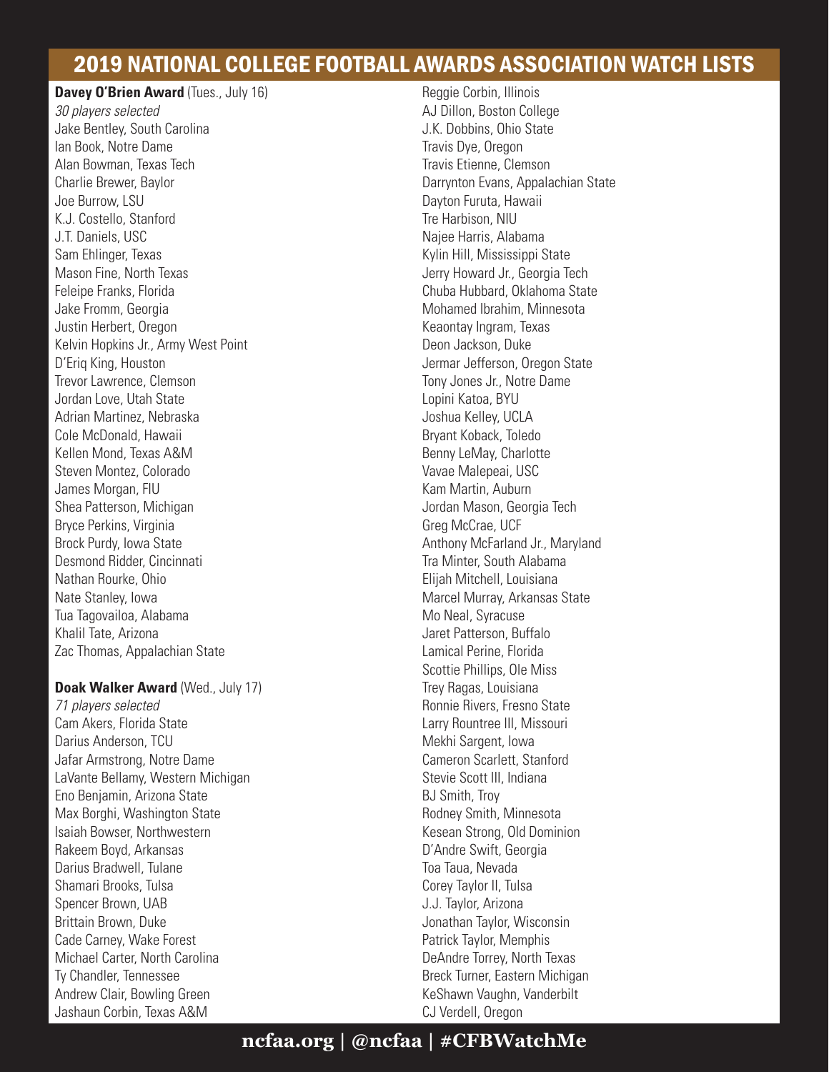# 2019 NATIONAL COLLEGE FOOTBALL AWARDS ASSOCIATION WATCH LISTS

**Davey O'Brien Award** (Tues., July 16)
*30 players selected*
Jake Bentley, South Carolina
Ian Book, Notre Dame
Alan Bowman, Texas Tech
Charlie Brewer, Baylor
Joe Burrow, LSU
K.J. Costello, Stanford
J.T. Daniels, USC
Sam Ehlinger, Texas
Mason Fine, North Texas
Feleipe Franks, Florida
Jake Fromm, Georgia
Justin Herbert, Oregon
Kelvin Hopkins Jr., Army West Point
D'Eriq King, Houston
Trevor Lawrence, Clemson
Jordan Love, Utah State
Adrian Martinez, Nebraska
Cole McDonald, Hawaii
Kellen Mond, Texas A&M
Steven Montez, Colorado
James Morgan, FIU
Shea Patterson, Michigan
Bryce Perkins, Virginia
Brock Purdy, Iowa State
Desmond Ridder, Cincinnati
Nathan Rourke, Ohio
Nate Stanley, Iowa
Tua Tagovailoa, Alabama
Khalil Tate, Arizona
Zac Thomas, Appalachian State

**Doak Walker Award** (Wed., July 17)
*71 players selected*
Cam Akers, Florida State
Darius Anderson, TCU
Jafar Armstrong, Notre Dame
LaVante Bellamy, Western Michigan
Eno Benjamin, Arizona State
Max Borghi, Washington State
Isaiah Bowser, Northwestern
Rakeem Boyd, Arkansas
Darius Bradwell, Tulane
Shamari Brooks, Tulsa
Spencer Brown, UAB
Brittain Brown, Duke
Cade Carney, Wake Forest
Michael Carter, North Carolina
Ty Chandler, Tennessee
Andrew Clair, Bowling Green
Jashaun Corbin, Texas A&M
Reggie Corbin, Illinois
AJ Dillon, Boston College
J.K. Dobbins, Ohio State
Travis Dye, Oregon
Travis Etienne, Clemson
Darrynton Evans, Appalachian State
Dayton Furuta, Hawaii
Tre Harbison, NIU
Najee Harris, Alabama
Kylin Hill, Mississippi State
Jerry Howard Jr., Georgia Tech
Chuba Hubbard, Oklahoma State
Mohamed Ibrahim, Minnesota
Keaontay Ingram, Texas
Deon Jackson, Duke
Jermar Jefferson, Oregon State
Tony Jones Jr., Notre Dame
Lopini Katoa, BYU
Joshua Kelley, UCLA
Bryant Koback, Toledo
Benny LeMay, Charlotte
Vavae Malepeai, USC
Kam Martin, Auburn
Jordan Mason, Georgia Tech
Greg McCrae, UCF
Anthony McFarland Jr., Maryland
Tra Minter, South Alabama
Elijah Mitchell, Louisiana
Marcel Murray, Arkansas State
Mo Neal, Syracuse
Jaret Patterson, Buffalo
Lamical Perine, Florida
Scottie Phillips, Ole Miss
Trey Ragas, Louisiana
Ronnie Rivers, Fresno State
Larry Rountree III, Missouri
Mekhi Sargent, Iowa
Cameron Scarlett, Stanford
Stevie Scott III, Indiana
BJ Smith, Troy
Rodney Smith, Minnesota
Kesean Strong, Old Dominion
D'Andre Swift, Georgia
Toa Taua, Nevada
Corey Taylor II, Tulsa
J.J. Taylor, Arizona
Jonathan Taylor, Wisconsin
Patrick Taylor, Memphis
DeAndre Torrey, North Texas
Breck Turner, Eastern Michigan
KeShawn Vaughn, Vanderbilt
CJ Verdell, Oregon

**ncfaa.org | @ncfaa | #CFBWatchMe**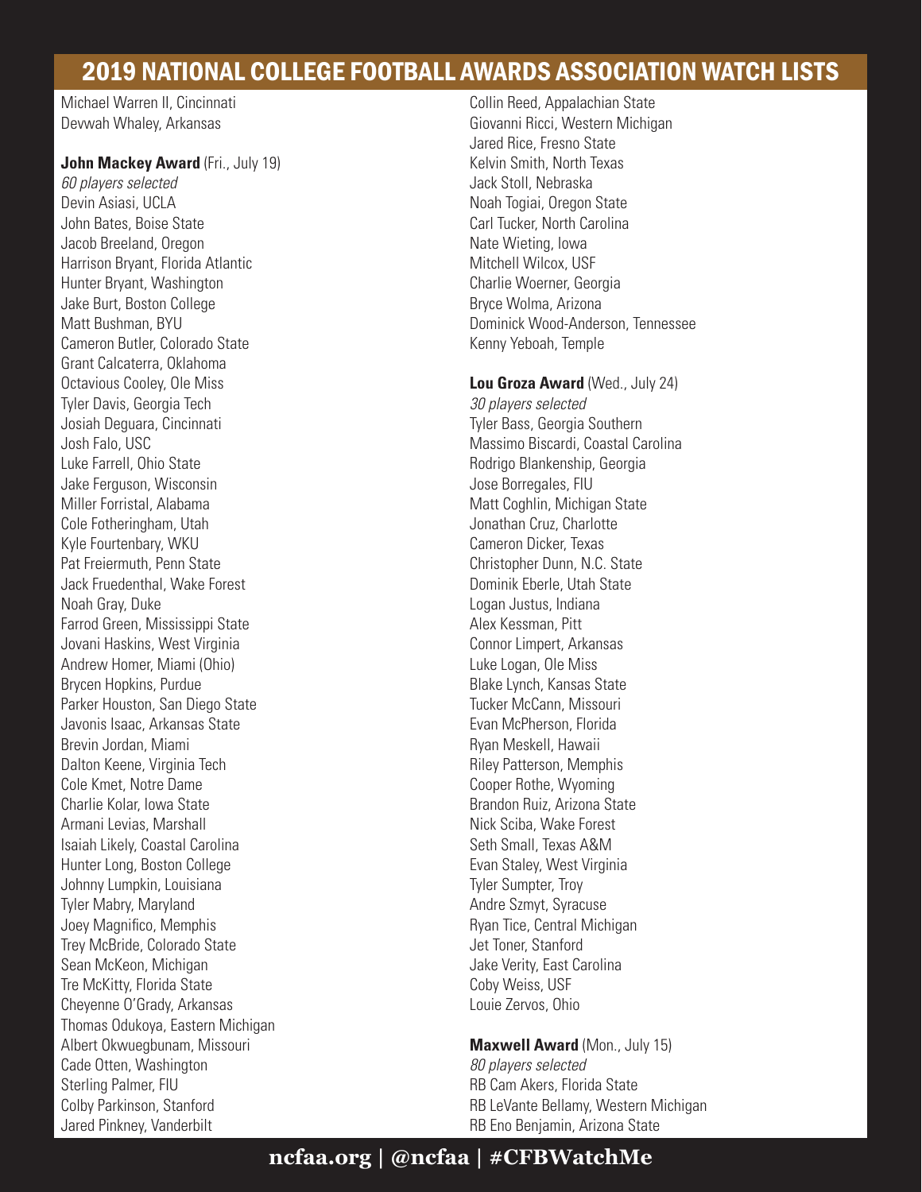Michael Warren II, Cincinnati
Devwah Whaley, Arkansas

**John Mackey Award** (Fri., July 19)
*60 players selected*
Devin Asiasi, UCLA
John Bates, Boise State
Jacob Breeland, Oregon
Harrison Bryant, Florida Atlantic
Hunter Bryant, Washington
Jake Burt, Boston College
Matt Bushman, BYU
Cameron Butler, Colorado State
Grant Calcaterra, Oklahoma
Octavious Cooley, Ole Miss
Tyler Davis, Georgia Tech
Josiah Deguara, Cincinnati
Josh Falo, USC
Luke Farrell, Ohio State
Jake Ferguson, Wisconsin
Miller Forristal, Alabama
Cole Fotheringham, Utah
Kyle Fourtenbary, WKU
Pat Freiermuth, Penn State
Jack Fruedenthal, Wake Forest
Noah Gray, Duke
Farrod Green, Mississippi State
Jovani Haskins, West Virginia
Andrew Homer, Miami (Ohio)
Brycen Hopkins, Purdue
Parker Houston, San Diego State
Javonis Isaac, Arkansas State
Brevin Jordan, Miami
Dalton Keene, Virginia Tech
Cole Kmet, Notre Dame
Charlie Kolar, Iowa State
Armani Levias, Marshall
Isaiah Likely, Coastal Carolina
Hunter Long, Boston College
Johnny Lumpkin, Louisiana
Tyler Mabry, Maryland
Joey Magnifico, Memphis
Trey McBride, Colorado State
Sean McKeon, Michigan
Tre McKitty, Florida State
Cheyenne O'Grady, Arkansas
Thomas Odukoya, Eastern Michigan
Albert Okwuegbunam, Missouri
Cade Otten, Washington
Sterling Palmer, FIU
Colby Parkinson, Stanford
Jared Pinkney, Vanderbilt
Collin Reed, Appalachian State
Giovanni Ricci, Western Michigan
Jared Rice, Fresno State
Kelvin Smith, North Texas
Jack Stoll, Nebraska
Noah Togiai, Oregon State
Carl Tucker, North Carolina
Nate Wieting, Iowa
Mitchell Wilcox, USF
Charlie Woerner, Georgia
Bryce Wolma, Arizona
Dominick Wood-Anderson, Tennessee
Kenny Yeboah, Temple

**Lou Groza Award** (Wed., July 24)
*30 players selected*
Tyler Bass, Georgia Southern
Massimo Biscardi, Coastal Carolina
Rodrigo Blankenship, Georgia
Jose Borregales, FIU
Matt Coghlin, Michigan State
Jonathan Cruz, Charlotte
Cameron Dicker, Texas
Christopher Dunn, N.C. State
Dominik Eberle, Utah State
Logan Justus, Indiana
Alex Kessman, Pitt
Connor Limpert, Arkansas
Luke Logan, Ole Miss
Blake Lynch, Kansas State
Tucker McCann, Missouri
Evan McPherson, Florida
Ryan Meskell, Hawaii
Riley Patterson, Memphis
Cooper Rothe, Wyoming
Brandon Ruiz, Arizona State
Nick Sciba, Wake Forest
Seth Small, Texas A&M
Evan Staley, West Virginia
Tyler Sumpter, Troy
Andre Szmyt, Syracuse
Ryan Tice, Central Michigan
Jet Toner, Stanford
Jake Verity, East Carolina
Coby Weiss, USF
Louie Zervos, Ohio

**Maxwell Award** (Mon., July 15)
*80 players selected*
RB Cam Akers, Florida State
RB LeVante Bellamy, Western Michigan
RB Eno Benjamin, Arizona State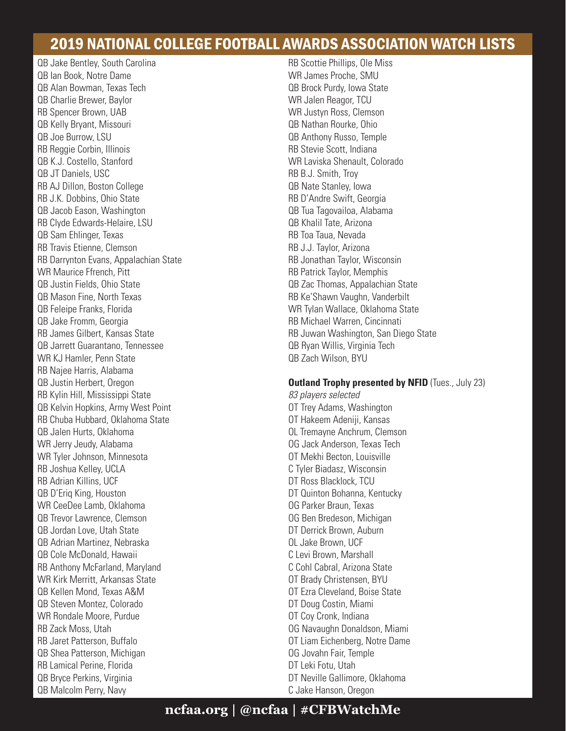# 2019 NATIONAL COLLEGE FOOTBALL AWARDS ASSOCIATION WATCH LISTS

QB Jake Bentley, South Carolina
QB Ian Book, Notre Dame
QB Alan Bowman, Texas Tech
QB Charlie Brewer, Baylor
RB Spencer Brown, UAB
QB Kelly Bryant, Missouri
QB Joe Burrow, LSU
RB Reggie Corbin, Illinois
QB K.J. Costello, Stanford
QB JT Daniels, USC
RB AJ Dillon, Boston College
RB J.K. Dobbins, Ohio State
QB Jacob Eason, Washington
RB Clyde Edwards-Helaire, LSU
QB Sam Ehlinger, Texas
RB Travis Etienne, Clemson
RB Darrynton Evans, Appalachian State
WR Maurice Ffrench, Pitt
QB Justin Fields, Ohio State
QB Mason Fine, North Texas
QB Feleipe Franks, Florida
QB Jake Fromm, Georgia
RB James Gilbert, Kansas State
QB Jarrett Guarantano, Tennessee
WR KJ Hamler, Penn State
RB Najee Harris, Alabama
QB Justin Herbert, Oregon
RB Kylin Hill, Mississippi State
QB Kelvin Hopkins, Army West Point
RB Chuba Hubbard, Oklahoma State
QB Jalen Hurts, Oklahoma
WR Jerry Jeudy, Alabama
WR Tyler Johnson, Minnesota
RB Joshua Kelley, UCLA
RB Adrian Killins, UCF
QB D'Eriq King, Houston
WR CeeDee Lamb, Oklahoma
QB Trevor Lawrence, Clemson
QB Jordan Love, Utah State
QB Adrian Martinez, Nebraska
QB Cole McDonald, Hawaii
RB Anthony McFarland, Maryland
WR Kirk Merritt, Arkansas State
QB Kellen Mond, Texas A&M
QB Steven Montez, Colorado
WR Rondale Moore, Purdue
RB Zack Moss, Utah
RB Jaret Patterson, Buffalo
QB Shea Patterson, Michigan
RB Lamical Perine, Florida
QB Bryce Perkins, Virginia
QB Malcolm Perry, Navy
RB Scottie Phillips, Ole Miss
WR James Proche, SMU
QB Brock Purdy, Iowa State
WR Jalen Reagor, TCU
WR Justyn Ross, Clemson
QB Nathan Rourke, Ohio
QB Anthony Russo, Temple
RB Stevie Scott, Indiana
WR Laviska Shenault, Colorado
RB B.J. Smith, Troy
QB Nate Stanley, Iowa
RB D'Andre Swift, Georgia
QB Tua Tagovailoa, Alabama
QB Khalil Tate, Arizona
RB Toa Taua, Nevada
RB J.J. Taylor, Arizona
RB Jonathan Taylor, Wisconsin
RB Patrick Taylor, Memphis
QB Zac Thomas, Appalachian State
RB Ke'Shawn Vaughn, Vanderbilt
WR Tylan Wallace, Oklahoma State
RB Michael Warren, Cincinnati
RB Juwan Washington, San Diego State
QB Ryan Willis, Virginia Tech
QB Zach Wilson, BYU

**Outland Trophy presented by NFID** (Tues., July 23)

*83 players selected*

OT Trey Adams, Washington
OT Hakeem Adeniji, Kansas
OL Tremayne Anchrum, Clemson
OG Jack Anderson, Texas Tech
OT Mekhi Becton, Louisville
C Tyler Biadasz, Wisconsin
DT Ross Blacklock, TCU
DT Quinton Bohanna, Kentucky
OG Parker Braun, Texas
OG Ben Bredeson, Michigan
DT Derrick Brown, Auburn
OL Jake Brown, UCF
C Levi Brown, Marshall
C Cohl Cabral, Arizona State
OT Brady Christensen, BYU
OT Ezra Cleveland, Boise State
DT Doug Costin, Miami
OT Coy Cronk, Indiana
OG Navaughn Donaldson, Miami
OT Liam Eichenberg, Notre Dame
OG Jovahn Fair, Temple
DT Leki Fotu, Utah
DT Neville Gallimore, Oklahoma
C Jake Hanson, Oregon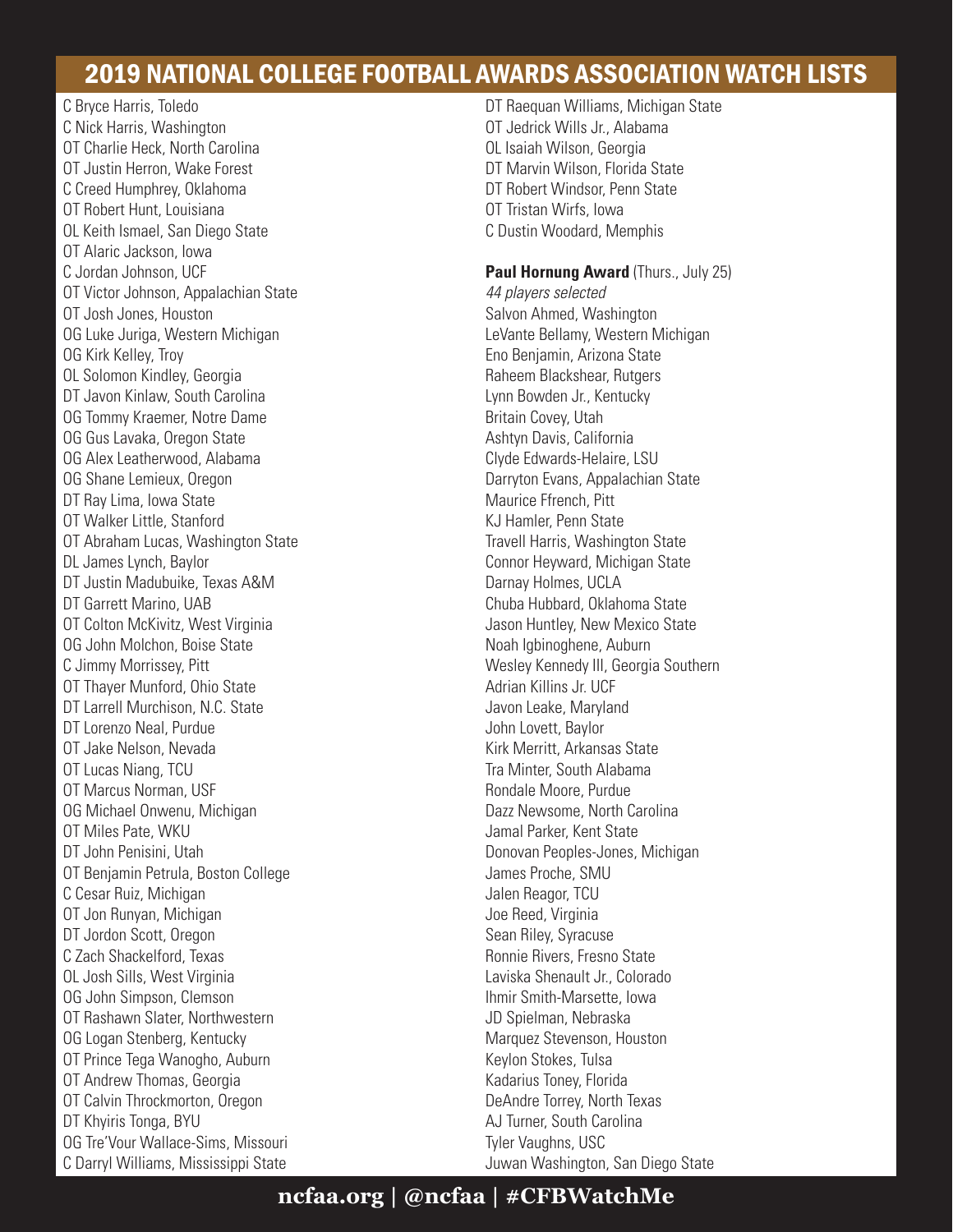# 2019 NATIONAL COLLEGE FOOTBALL AWARDS ASSOCIATION WATCH LISTS

C Bryce Harris, Toledo
C Nick Harris, Washington
OT Charlie Heck, North Carolina
OT Justin Herron, Wake Forest
C Creed Humphrey, Oklahoma
OT Robert Hunt, Louisiana
OL Keith Ismael, San Diego State
OT Alaric Jackson, Iowa
C Jordan Johnson, UCF
OT Victor Johnson, Appalachian State
OT Josh Jones, Houston
OG Luke Juriga, Western Michigan
OG Kirk Kelley, Troy
OL Solomon Kindley, Georgia
DT Javon Kinlaw, South Carolina
OG Tommy Kraemer, Notre Dame
OG Gus Lavaka, Oregon State
OG Alex Leatherwood, Alabama
OG Shane Lemieux, Oregon
DT Ray Lima, Iowa State
OT Walker Little, Stanford
OT Abraham Lucas, Washington State
DL James Lynch, Baylor
DT Justin Madubuike, Texas A&M
DT Garrett Marino, UAB
OT Colton McKivitz, West Virginia
OG John Molchon, Boise State
C Jimmy Morrissey, Pitt
OT Thayer Munford, Ohio State
DT Larrell Murchison, N.C. State
DT Lorenzo Neal, Purdue
OT Jake Nelson, Nevada
OT Lucas Niang, TCU
OT Marcus Norman, USF
OG Michael Onwenu, Michigan
OT Miles Pate, WKU
DT John Penisini, Utah
OT Benjamin Petrula, Boston College
C Cesar Ruiz, Michigan
OT Jon Runyan, Michigan
DT Jordon Scott, Oregon
C Zach Shackelford, Texas
OL Josh Sills, West Virginia
OG John Simpson, Clemson
OT Rashawn Slater, Northwestern
OG Logan Stenberg, Kentucky
OT Prince Tega Wanogho, Auburn
OT Andrew Thomas, Georgia
OT Calvin Throckmorton, Oregon
DT Khyiris Tonga, BYU
OG Tre'Vour Wallace-Sims, Missouri
C Darryl Williams, Mississippi State
DT Raequan Williams, Michigan State
OT Jedrick Wills Jr., Alabama
OL Isaiah Wilson, Georgia
DT Marvin Wilson, Florida State
DT Robert Windsor, Penn State
OT Tristan Wirfs, Iowa
C Dustin Woodard, Memphis

**Paul Hornung Award** (Thurs., July 25)
*44 players selected*
Salvon Ahmed, Washington
LeVante Bellamy, Western Michigan
Eno Benjamin, Arizona State
Raheem Blackshear, Rutgers
Lynn Bowden Jr., Kentucky
Britain Covey, Utah
Ashtyn Davis, California
Clyde Edwards-Helaire, LSU
Darryton Evans, Appalachian State
Maurice Ffrench, Pitt
KJ Hamler, Penn State
Travell Harris, Washington State
Connor Heyward, Michigan State
Darnay Holmes, UCLA
Chuba Hubbard, Oklahoma State
Jason Huntley, New Mexico State
Noah Igbinoghene, Auburn
Wesley Kennedy III, Georgia Southern
Adrian Killins Jr. UCF
Javon Leake, Maryland
John Lovett, Baylor
Kirk Merritt, Arkansas State
Tra Minter, South Alabama
Rondale Moore, Purdue
Dazz Newsome, North Carolina
Jamal Parker, Kent State
Donovan Peoples-Jones, Michigan
James Proche, SMU
Jalen Reagor, TCU
Joe Reed, Virginia
Sean Riley, Syracuse
Ronnie Rivers, Fresno State
Laviska Shenault Jr., Colorado
Ihmir Smith-Marsette, Iowa
JD Spielman, Nebraska
Marquez Stevenson, Houston
Keylon Stokes, Tulsa
Kadarius Toney, Florida
DeAndre Torrey, North Texas
AJ Turner, South Carolina
Tyler Vaughns, USC
Juwan Washington, San Diego State

ncfaa.org | @ncfaa | #CFBWatchMe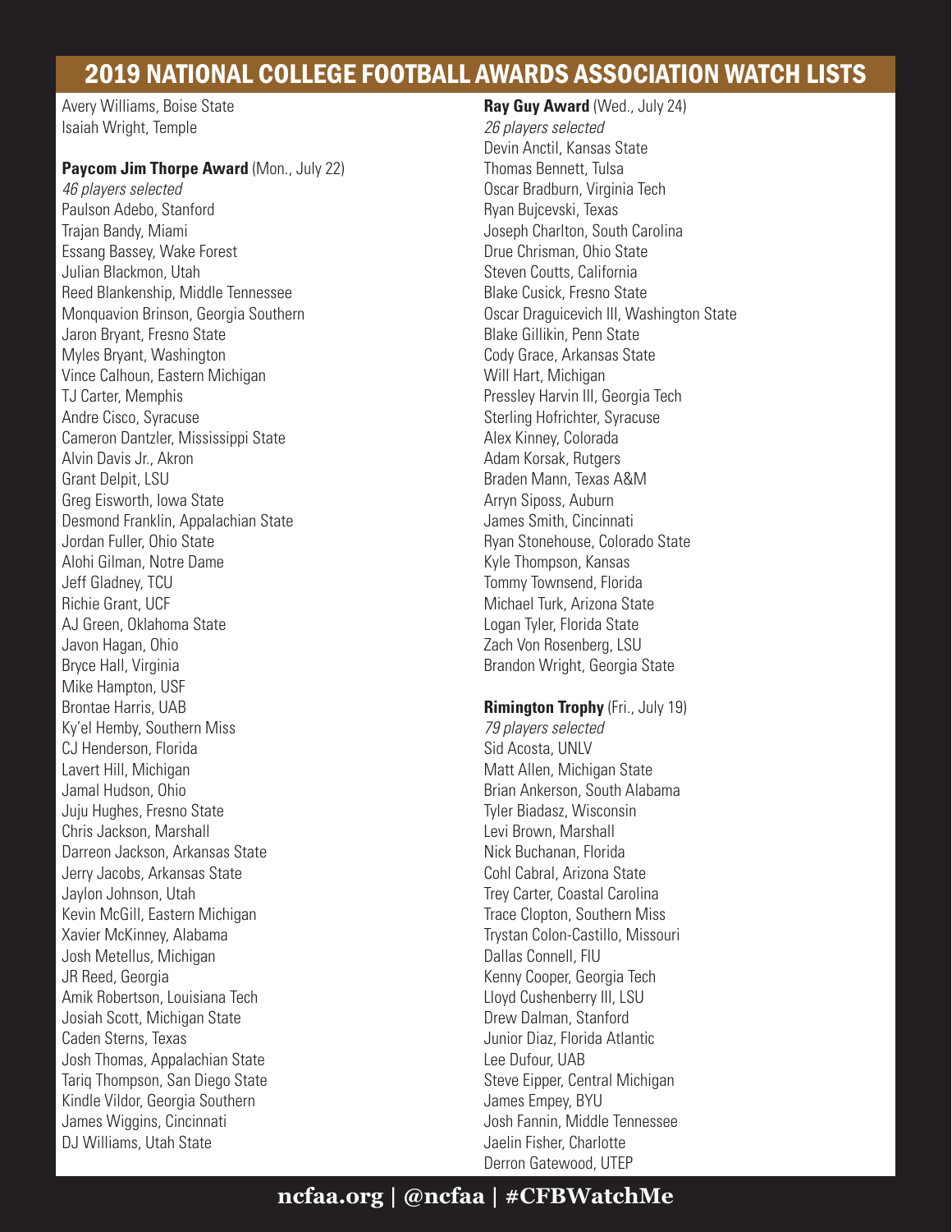# 2019 NATIONAL COLLEGE FOOTBALL AWARDS ASSOCIATION WATCH LISTS

Avery Williams, Boise State
Isaiah Wright, Temple

**Paycom Jim Thorpe Award** (Mon., July 22)
*46 players selected*
Paulson Adebo, Stanford
Trajan Bandy, Miami
Essang Bassey, Wake Forest
Julian Blackmon, Utah
Reed Blankenship, Middle Tennessee
Monquavion Brinson, Georgia Southern
Jaron Bryant, Fresno State
Myles Bryant, Washington
Vince Calhoun, Eastern Michigan
TJ Carter, Memphis
Andre Cisco, Syracuse
Cameron Dantzler, Mississippi State
Alvin Davis Jr., Akron
Grant Delpit, LSU
Greg Eisworth, Iowa State
Desmond Franklin, Appalachian State
Jordan Fuller, Ohio State
Alohi Gilman, Notre Dame
Jeff Gladney, TCU
Richie Grant, UCF
AJ Green, Oklahoma State
Javon Hagan, Ohio
Bryce Hall, Virginia
Mike Hampton, USF
Brontae Harris, UAB
Ky'el Hemby, Southern Miss
CJ Henderson, Florida
Lavert Hill, Michigan
Jamal Hudson, Ohio
Juju Hughes, Fresno State
Chris Jackson, Marshall
Darreon Jackson, Arkansas State
Jerry Jacobs, Arkansas State
Jaylon Johnson, Utah
Kevin McGill, Eastern Michigan
Xavier McKinney, Alabama
Josh Metellus, Michigan
JR Reed, Georgia
Amik Robertson, Louisiana Tech
Josiah Scott, Michigan State
Caden Sterns, Texas
Josh Thomas, Appalachian State
Tariq Thompson, San Diego State
Kindle Vildor, Georgia Southern
James Wiggins, Cincinnati
DJ Williams, Utah State

**Ray Guy Award** (Wed., July 24)
*26 players selected*
Devin Anctil, Kansas State
Thomas Bennett, Tulsa
Oscar Bradburn, Virginia Tech
Ryan Bujcevski, Texas
Joseph Charlton, South Carolina
Drue Chrisman, Ohio State
Steven Coutts, California
Blake Cusick, Fresno State
Oscar Draguicevich III, Washington State
Blake Gillikin, Penn State
Cody Grace, Arkansas State
Will Hart, Michigan
Pressley Harvin III, Georgia Tech
Sterling Hofrichter, Syracuse
Alex Kinney, Colorado
Adam Korsak, Rutgers
Braden Mann, Texas A&M
Arryn Siposs, Auburn
James Smith, Cincinnati
Ryan Stonehouse, Colorado State
Kyle Thompson, Kansas
Tommy Townsend, Florida
Michael Turk, Arizona State
Logan Tyler, Florida State
Zach Von Rosenberg, LSU
Brandon Wright, Georgia State

**Rimington Trophy** (Fri., July 19)
*79 players selected*
Sid Acosta, UNLV
Matt Allen, Michigan State
Brian Ankerson, South Alabama
Tyler Biadasz, Wisconsin
Levi Brown, Marshall
Nick Buchanan, Florida
Cohl Cabral, Arizona State
Trey Carter, Coastal Carolina
Trace Clopton, Southern Miss
Trystan Colon-Castillo, Missouri
Dallas Connell, FIU
Kenny Cooper, Georgia Tech
Lloyd Cushenberry III, LSU
Drew Dalman, Stanford
Junior Diaz, Florida Atlantic
Lee Dufour, UAB
Steve Eipper, Central Michigan
James Empey, BYU
Josh Fannin, Middle Tennessee
Jaelin Fisher, Charlotte
Derron Gatewood, UTEP

ncfaa.org | @ncfaa | #CFBWatchMe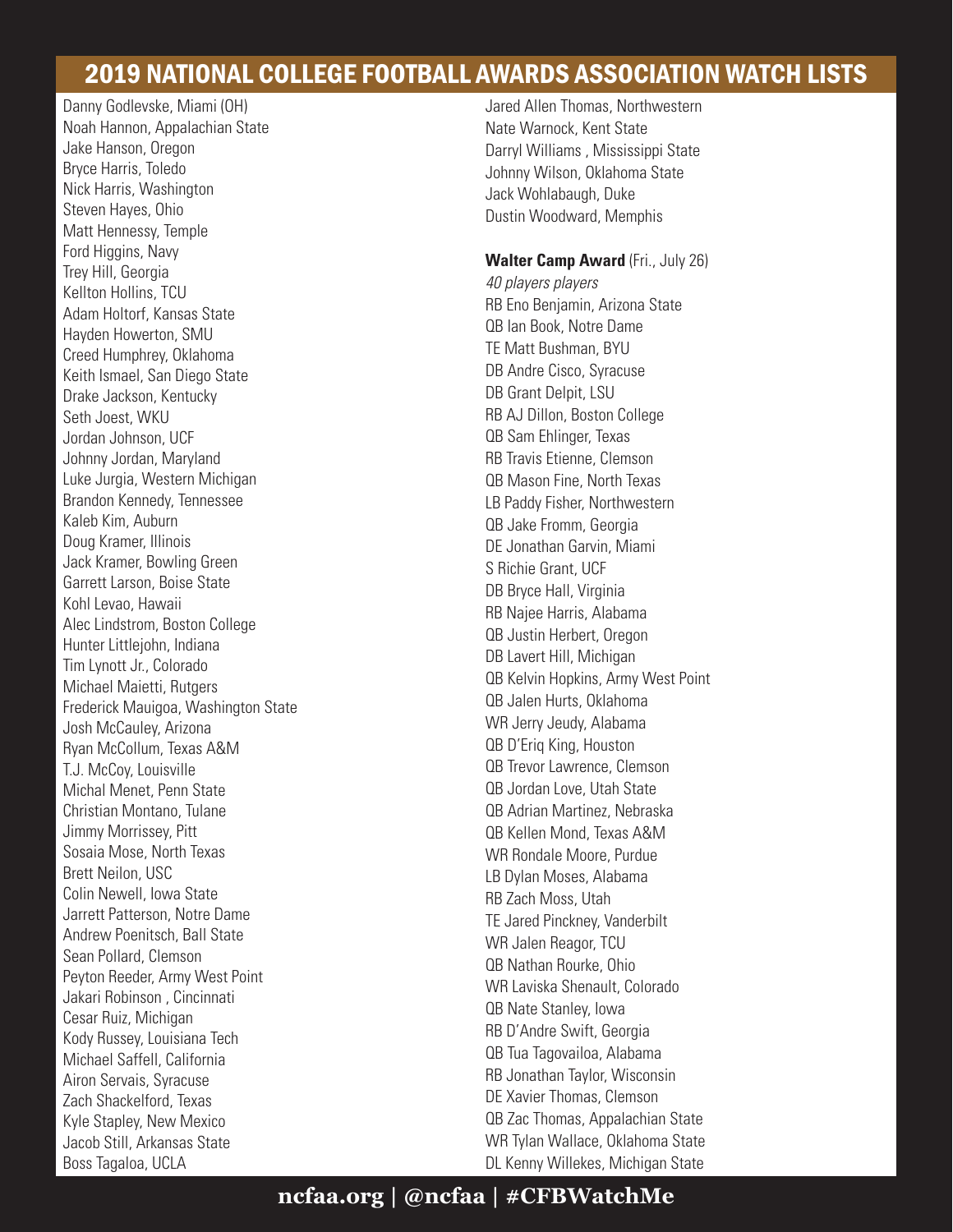# 2019 NATIONAL COLLEGE FOOTBALL AWARDS ASSOCIATION WATCH LISTS

Danny Godlevske, Miami (OH)
Noah Hannon, Appalachian State
Jake Hanson, Oregon
Bryce Harris, Toledo
Nick Harris, Washington
Steven Hayes, Ohio
Matt Hennessy, Temple
Ford Higgins, Navy
Trey Hill, Georgia
Kellton Hollins, TCU
Adam Holtorf, Kansas State
Hayden Howerton, SMU
Creed Humphrey, Oklahoma
Keith Ismael, San Diego State
Drake Jackson, Kentucky
Seth Joest, WKU
Jordan Johnson, UCF
Johnny Jordan, Maryland
Luke Jurgia, Western Michigan
Brandon Kennedy, Tennessee
Kaleb Kim, Auburn
Doug Kramer, Illinois
Jack Kramer, Bowling Green
Garrett Larson, Boise State
Kohl Levao, Hawaii
Alec Lindstrom, Boston College
Hunter Littlejohn, Indiana
Tim Lynott Jr., Colorado
Michael Maietti, Rutgers
Frederick Mauigoa, Washington State
Josh McCauley, Arizona
Ryan McCollum, Texas A&M
T.J. McCoy, Louisville
Michal Menet, Penn State
Christian Montano, Tulane
Jimmy Morrissey, Pitt
Sosaia Mose, North Texas
Brett Neilon, USC
Colin Newell, Iowa State
Jarrett Patterson, Notre Dame
Andrew Poenitsch, Ball State
Sean Pollard, Clemson
Peyton Reeder, Army West Point
Jakari Robinson , Cincinnati
Cesar Ruiz, Michigan
Kody Russey, Louisiana Tech
Michael Saffell, California
Airon Servais, Syracuse
Zach Shackelford, Texas
Kyle Stapley, New Mexico
Jacob Still, Arkansas State
Boss Tagaloa, UCLA
Jared Allen Thomas, Northwestern
Nate Warnock, Kent State
Darryl Williams , Mississippi State
Johnny Wilson, Oklahoma State
Jack Wohlabaugh, Duke
Dustin Woodward, Memphis

**Walter Camp Award** (Fri., July 26)
*40 players players*
RB Eno Benjamin, Arizona State
QB Ian Book, Notre Dame
TE Matt Bushman, BYU
DB Andre Cisco, Syracuse
DB Grant Delpit, LSU
RB AJ Dillon, Boston College
QB Sam Ehlinger, Texas
RB Travis Etienne, Clemson
QB Mason Fine, North Texas
LB Paddy Fisher, Northwestern
QB Jake Fromm, Georgia
DE Jonathan Garvin, Miami
S Richie Grant, UCF
DB Bryce Hall, Virginia
RB Najee Harris, Alabama
QB Justin Herbert, Oregon
DB Lavert Hill, Michigan
QB Kelvin Hopkins, Army West Point
QB Jalen Hurts, Oklahoma
WR Jerry Jeudy, Alabama
QB D'Eriq King, Houston
QB Trevor Lawrence, Clemson
QB Jordan Love, Utah State
QB Adrian Martinez, Nebraska
QB Kellen Mond, Texas A&M
WR Rondale Moore, Purdue
LB Dylan Moses, Alabama
RB Zach Moss, Utah
TE Jared Pinckney, Vanderbilt
WR Jalen Reagor, TCU
QB Nathan Rourke, Ohio
WR Laviska Shenault, Colorado
QB Nate Stanley, Iowa
RB D'Andre Swift, Georgia
QB Tua Tagovailoa, Alabama
RB Jonathan Taylor, Wisconsin
DE Xavier Thomas, Clemson
QB Zac Thomas, Appalachian State
WR Tylan Wallace, Oklahoma State
DL Kenny Willekes, Michigan State

ncfaa.org | @ncfaa | #CFBWatchMe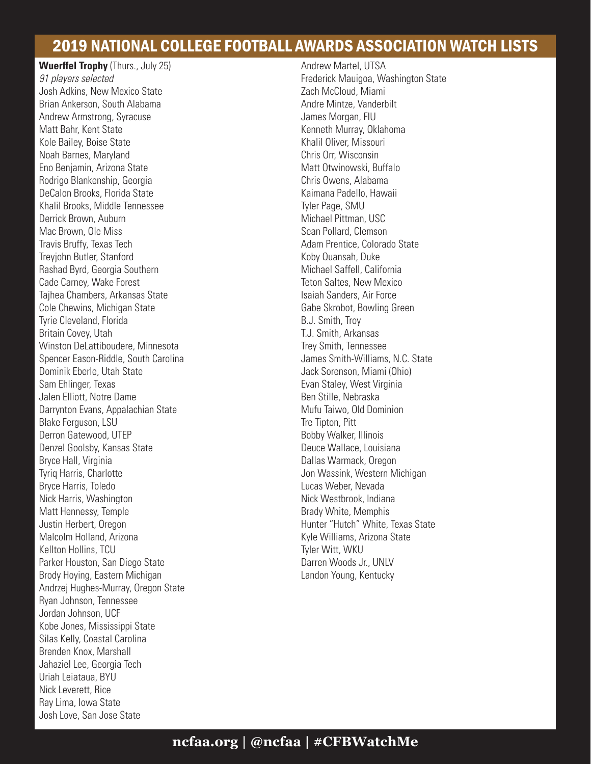# 2019 NATIONAL COLLEGE FOOTBALL AWARDS ASSOCIATION WATCH LISTS

**Wuerffel Trophy** (Thurs., July 25)
*91 players selected*
Josh Adkins, New Mexico State
Brian Ankerson, South Alabama
Andrew Armstrong, Syracuse
Matt Bahr, Kent State
Kole Bailey, Boise State
Noah Barnes, Maryland
Eno Benjamin, Arizona State
Rodrigo Blankenship, Georgia
DeCalon Brooks, Florida State
Khalil Brooks, Middle Tennessee
Derrick Brown, Auburn
Mac Brown, Ole Miss
Travis Bruffy, Texas Tech
Treyjohn Butler, Stanford
Rashad Byrd, Georgia Southern
Cade Carney, Wake Forest
Tajhea Chambers, Arkansas State
Cole Chewins, Michigan State
Tyrie Cleveland, Florida
Britain Covey, Utah
Winston DeLattiboudere, Minnesota
Spencer Eason-Riddle, South Carolina
Dominik Eberle, Utah State
Sam Ehlinger, Texas
Jalen Elliott, Notre Dame
Darrynton Evans, Appalachian State
Blake Ferguson, LSU
Derron Gatewood, UTEP
Denzel Goolsby, Kansas State
Bryce Hall, Virginia
Tyriq Harris, Charlotte
Bryce Harris, Toledo
Nick Harris, Washington
Matt Hennessy, Temple
Justin Herbert, Oregon
Malcolm Holland, Arizona
Kellton Hollins, TCU
Parker Houston, San Diego State
Brody Hoying, Eastern Michigan
Andrzej Hughes-Murray, Oregon State
Ryan Johnson, Tennessee
Jordan Johnson, UCF
Kobe Jones, Mississippi State
Silas Kelly, Coastal Carolina
Brenden Knox, Marshall
Jahaziel Lee, Georgia Tech
Uriah Leiataua, BYU
Nick Leverett, Rice
Ray Lima, Iowa State
Josh Love, San Jose State
Andrew Martel, UTSA
Frederick Mauigoa, Washington State
Zach McCloud, Miami
Andre Mintze, Vanderbilt
James Morgan, FIU
Kenneth Murray, Oklahoma
Khalil Oliver, Missouri
Chris Orr, Wisconsin
Matt Otwinowski, Buffalo
Chris Owens, Alabama
Kaimana Padello, Hawaii
Tyler Page, SMU
Michael Pittman, USC
Sean Pollard, Clemson
Adam Prentice, Colorado State
Koby Quansah, Duke
Michael Saffell, California
Teton Saltes, New Mexico
Isaiah Sanders, Air Force
Gabe Skrobot, Bowling Green
B.J. Smith, Troy
T.J. Smith, Arkansas
Trey Smith, Tennessee
James Smith-Williams, N.C. State
Jack Sorenson, Miami (Ohio)
Evan Staley, West Virginia
Ben Stille, Nebraska
Mufu Taiwo, Old Dominion
Tre Tipton, Pitt
Bobby Walker, Illinois
Deuce Wallace, Louisiana
Dallas Warmack, Oregon
Jon Wassink, Western Michigan
Lucas Weber, Nevada
Nick Westbrook, Indiana
Brady White, Memphis
Hunter "Hutch" White, Texas State
Kyle Williams, Arizona State
Tyler Witt, WKU
Darren Woods Jr., UNLV
Landon Young, Kentucky

**ncfaa.org | @ncfaa | #CFBWatchMe**